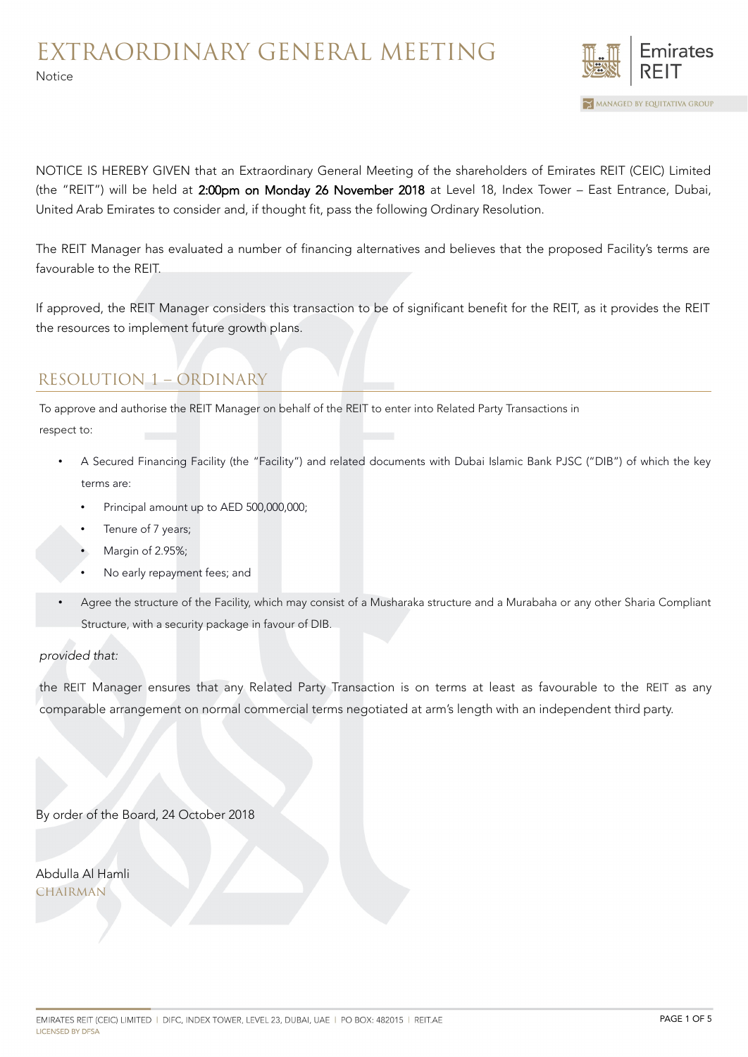# EXTRAORDINARY GENERAL MEETING

Notice

NOTICE IS HEREBY GIVEN that an Extraordinary General Meeting of the shareholders of Emirates REIT (CEIC) Limited (the "REIT") will be held at 2:00pm on Monday 26 November 2018 at Level 18, Index Tower – East Entrance, Dubai, United Arab Emirates to consider and, if thought fit, pass the following Ordinary Resolution.

The REIT Manager has evaluated a number of financing alternatives and believes that the proposed Facility's terms are favourable to the REIT.

If approved, the REIT Manager considers this transaction to be of significant benefit for the REIT, as it provides the REIT the resources to implement future growth plans.

## RESOLUTION 1 – ORDINARY

To approve and authorise the REIT Manager on behalf of the REIT to enter into Related Party Transactions in respect to:

- A Secured Financing Facility (the "Facility") and related documents with Dubai Islamic Bank PJSC ("DIB") of which the key terms are:
  - Principal amount up to AED 500,000,000;
  - Tenure of 7 years;
  - Margin of 2.95%;
  - No early repayment fees; and
- Agree the structure of the Facility, which may consist of a Musharaka structure and a Murabaha or any other Sharia Compliant Structure, with a security package in favour of DIB.

*provided that:*

the REIT Manager ensures that any Related Party Transaction is on terms at least as favourable to the REIT as any comparable arrangement on normal commercial terms negotiated at arm's length with an independent third party.

By order of the Board, 24 October 2018

Abdulla Al Hamli
CHAIRMAN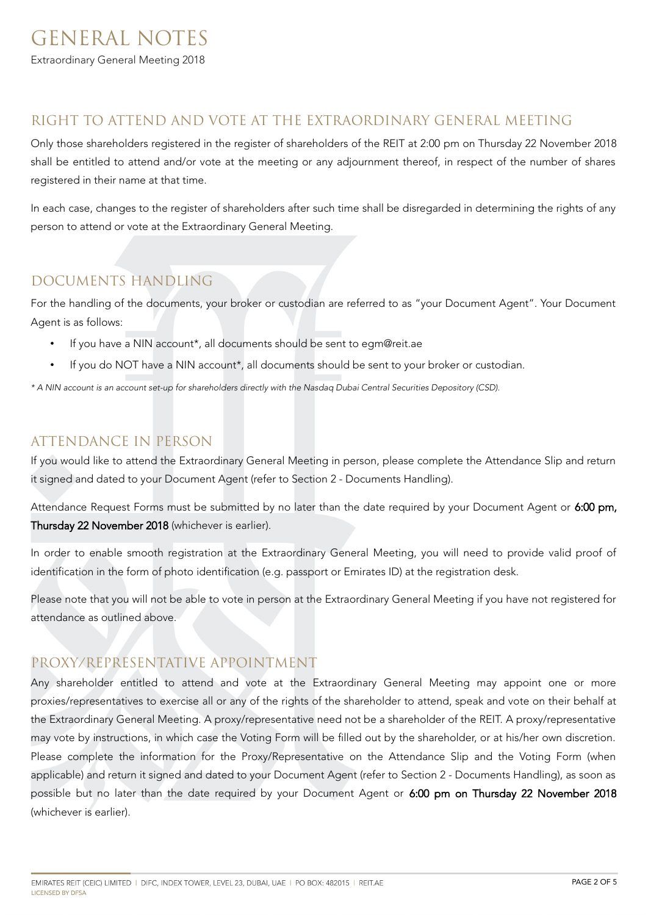# GENERAL NOTES

Extraordinary General Meeting 2018

## RIGHT TO ATTEND AND VOTE AT THE EXTRAORDINARY GENERAL MEETING

Only those shareholders registered in the register of shareholders of the REIT at 2:00 pm on Thursday 22 November 2018 shall be entitled to attend and/or vote at the meeting or any adjournment thereof, in respect of the number of shares registered in their name at that time.

In each case, changes to the register of shareholders after such time shall be disregarded in determining the rights of any person to attend or vote at the Extraordinary General Meeting.

## DOCUMENTS HANDLING

For the handling of the documents, your broker or custodian are referred to as "your Document Agent". Your Document Agent is as follows:

- If you have a NIN account*, all documents should be sent to egm@reit.ae
- If you do NOT have a NIN account*, all documents should be sent to your broker or custodian.

*\* A NIN account is an account set-up for shareholders directly with the Nasdaq Dubai Central Securities Depository (CSD).*

## ATTENDANCE IN PERSON

If you would like to attend the Extraordinary General Meeting in person, please complete the Attendance Slip and return it signed and dated to your Document Agent (refer to Section 2 - Documents Handling).

Attendance Request Forms must be submitted by no later than the date required by your Document Agent or **6:00 pm, Thursday 22 November 2018** (whichever is earlier).

In order to enable smooth registration at the Extraordinary General Meeting, you will need to provide valid proof of identification in the form of photo identification (e.g. passport or Emirates ID) at the registration desk.

Please note that you will not be able to vote in person at the Extraordinary General Meeting if you have not registered for attendance as outlined above.

## PROXY/REPRESENTATIVE APPOINTMENT

Any shareholder entitled to attend and vote at the Extraordinary General Meeting may appoint one or more proxies/representatives to exercise all or any of the rights of the shareholder to attend, speak and vote on their behalf at the Extraordinary General Meeting. A proxy/representative need not be a shareholder of the REIT. A proxy/representative may vote by instructions, in which case the Voting Form will be filled out by the shareholder, or at his/her own discretion. Please complete the information for the Proxy/Representative on the Attendance Slip and the Voting Form (when applicable) and return it signed and dated to your Document Agent (refer to Section 2 - Documents Handling), as soon as possible but no later than the date required by your Document Agent or **6:00 pm on Thursday 22 November 2018** (whichever is earlier).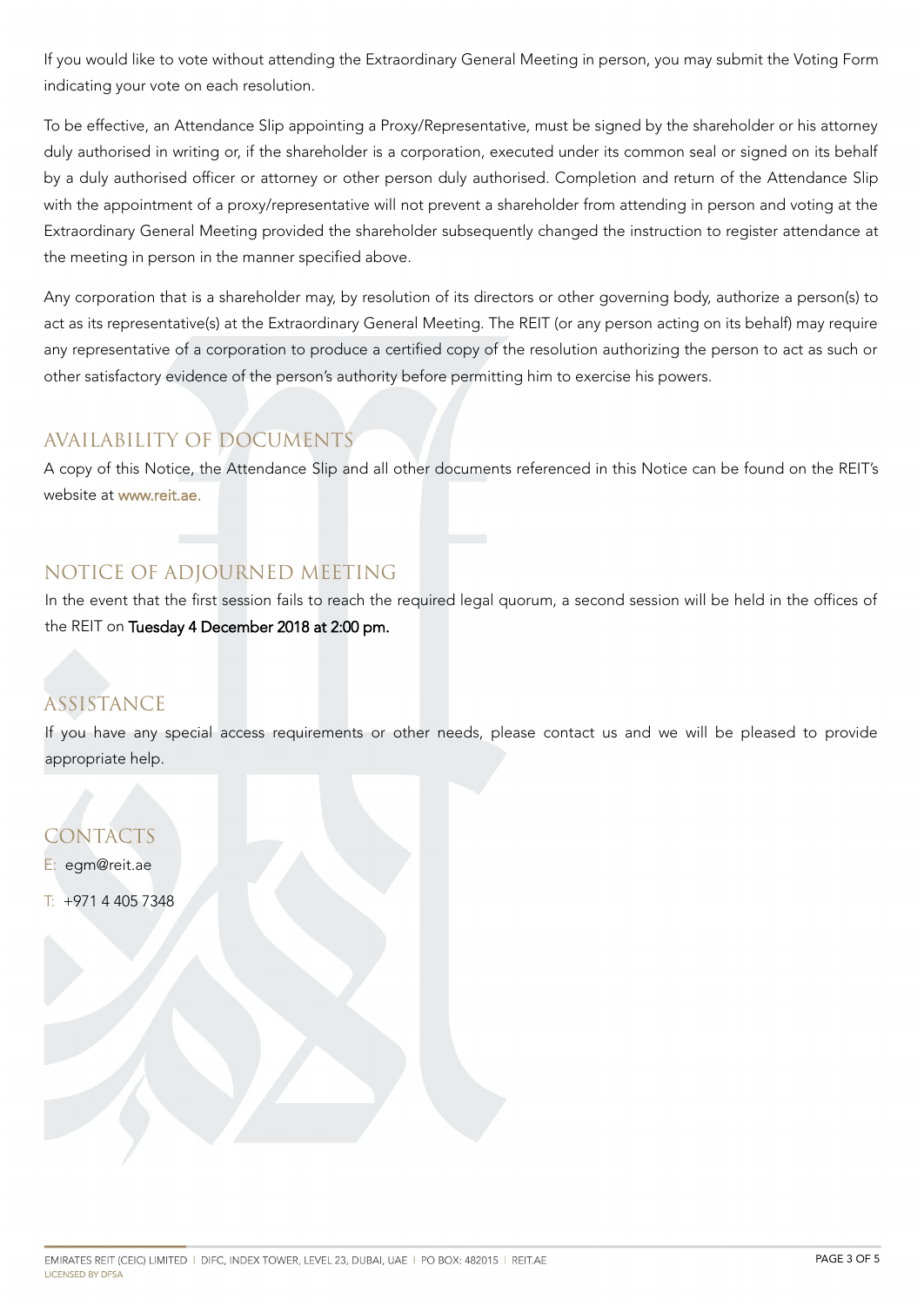If you would like to vote without attending the Extraordinary General Meeting in person, you may submit the Voting Form indicating your vote on each resolution.

To be effective, an Attendance Slip appointing a Proxy/Representative, must be signed by the shareholder or his attorney duly authorised in writing or, if the shareholder is a corporation, executed under its common seal or signed on its behalf by a duly authorised officer or attorney or other person duly authorised. Completion and return of the Attendance Slip with the appointment of a proxy/representative will not prevent a shareholder from attending in person and voting at the Extraordinary General Meeting provided the shareholder subsequently changed the instruction to register attendance at the meeting in person in the manner specified above.

Any corporation that is a shareholder may, by resolution of its directors or other governing body, authorize a person(s) to act as its representative(s) at the Extraordinary General Meeting. The REIT (or any person acting on its behalf) may require any representative of a corporation to produce a certified copy of the resolution authorizing the person to act as such or other satisfactory evidence of the person's authority before permitting him to exercise his powers.

## AVAILABILITY OF DOCUMENTS

A copy of this Notice, the Attendance Slip and all other documents referenced in this Notice can be found on the REIT's website at www.reit.ae.

## NOTICE OF ADJOURNED MEETING

In the event that the first session fails to reach the required legal quorum, a second session will be held in the offices of the REIT on **Tuesday 4 December 2018 at 2:00 pm.**

## ASSISTANCE

If you have any special access requirements or other needs, please contact us and we will be pleased to provide appropriate help.

## CONTACTS

E: egm@reit.ae

T: +971 4 405 7348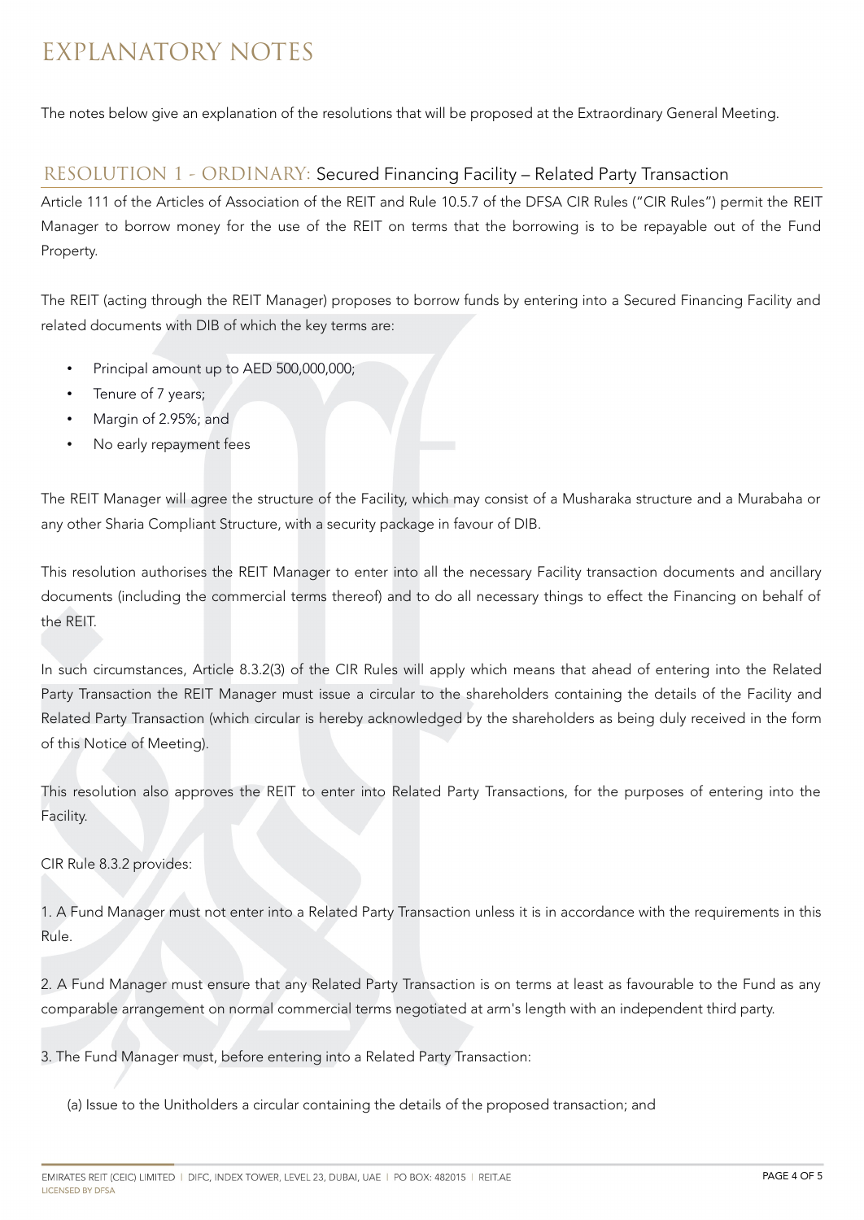# EXPLANATORY NOTES

The notes below give an explanation of the resolutions that will be proposed at the Extraordinary General Meeting.

## RESOLUTION 1 - ORDINARY: Secured Financing Facility – Related Party Transaction

Article 111 of the Articles of Association of the REIT and Rule 10.5.7 of the DFSA CIR Rules ("CIR Rules") permit the REIT Manager to borrow money for the use of the REIT on terms that the borrowing is to be repayable out of the Fund Property.

The REIT (acting through the REIT Manager) proposes to borrow funds by entering into a Secured Financing Facility and related documents with DIB of which the key terms are:

- Principal amount up to AED 500,000,000;
- Tenure of 7 years;
- Margin of 2.95%; and
- No early repayment fees

The REIT Manager will agree the structure of the Facility, which may consist of a Musharaka structure and a Murabaha or any other Sharia Compliant Structure, with a security package in favour of DIB.

This resolution authorises the REIT Manager to enter into all the necessary Facility transaction documents and ancillary documents (including the commercial terms thereof) and to do all necessary things to effect the Financing on behalf of the REIT.

In such circumstances, Article 8.3.2(3) of the CIR Rules will apply which means that ahead of entering into the Related Party Transaction the REIT Manager must issue a circular to the shareholders containing the details of the Facility and Related Party Transaction (which circular is hereby acknowledged by the shareholders as being duly received in the form of this Notice of Meeting).

This resolution also approves the REIT to enter into Related Party Transactions, for the purposes of entering into the Facility.

CIR Rule 8.3.2 provides:

1. A Fund Manager must not enter into a Related Party Transaction unless it is in accordance with the requirements in this Rule.

2. A Fund Manager must ensure that any Related Party Transaction is on terms at least as favourable to the Fund as any comparable arrangement on normal commercial terms negotiated at arm's length with an independent third party.

3. The Fund Manager must, before entering into a Related Party Transaction:

   (a) Issue to the Unitholders a circular containing the details of the proposed transaction; and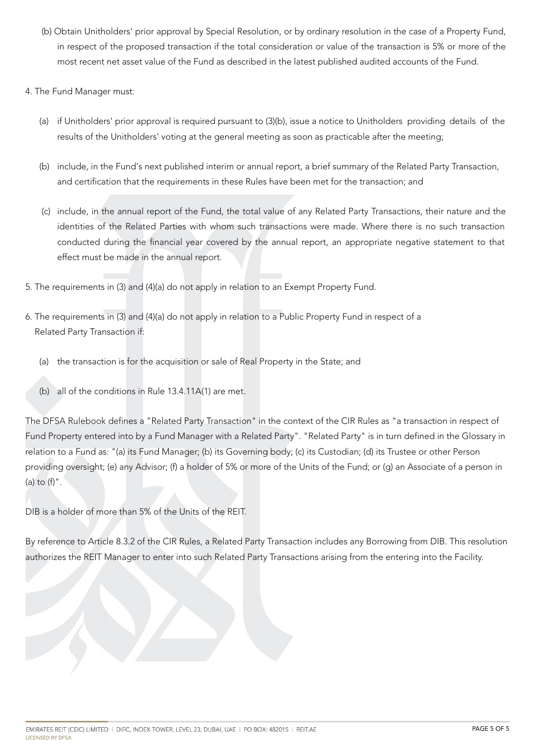(b) Obtain Unitholders' prior approval by Special Resolution, or by ordinary resolution in the case of a Property Fund, in respect of the proposed transaction if the total consideration or value of the transaction is 5% or more of the most recent net asset value of the Fund as described in the latest published audited accounts of the Fund.

4. The Fund Manager must:

   (a) if Unitholders' prior approval is required pursuant to (3)(b), issue a notice to Unitholders providing details of the results of the Unitholders' voting at the general meeting as soon as practicable after the meeting;

   (b) include, in the Fund's next published interim or annual report, a brief summary of the Related Party Transaction, and certification that the requirements in these Rules have been met for the transaction; and

   (c) include, in the annual report of the Fund, the total value of any Related Party Transactions, their nature and the identities of the Related Parties with whom such transactions were made. Where there is no such transaction conducted during the financial year covered by the annual report, an appropriate negative statement to that effect must be made in the annual report.

5. The requirements in (3) and (4)(a) do not apply in relation to an Exempt Property Fund.

6. The requirements in (3) and (4)(a) do not apply in relation to a Public Property Fund in respect of a Related Party Transaction if:

   (a) the transaction is for the acquisition or sale of Real Property in the State; and

   (b) all of the conditions in Rule 13.4.11A(1) are met.

The DFSA Rulebook defines a "Related Party Transaction" in the context of the CIR Rules as "a transaction in respect of Fund Property entered into by a Fund Manager with a Related Party". "Related Party" is in turn defined in the Glossary in relation to a Fund as: "(a) its Fund Manager; (b) its Governing body; (c) its Custodian; (d) its Trustee or other Person providing oversight; (e) any Advisor; (f) a holder of 5% or more of the Units of the Fund; or (g) an Associate of a person in (a) to (f)".

DIB is a holder of more than 5% of the Units of the REIT.

By reference to Article 8.3.2 of the CIR Rules, a Related Party Transaction includes any Borrowing from DIB. This resolution authorizes the REIT Manager to enter into such Related Party Transactions arising from the entering into the Facility.